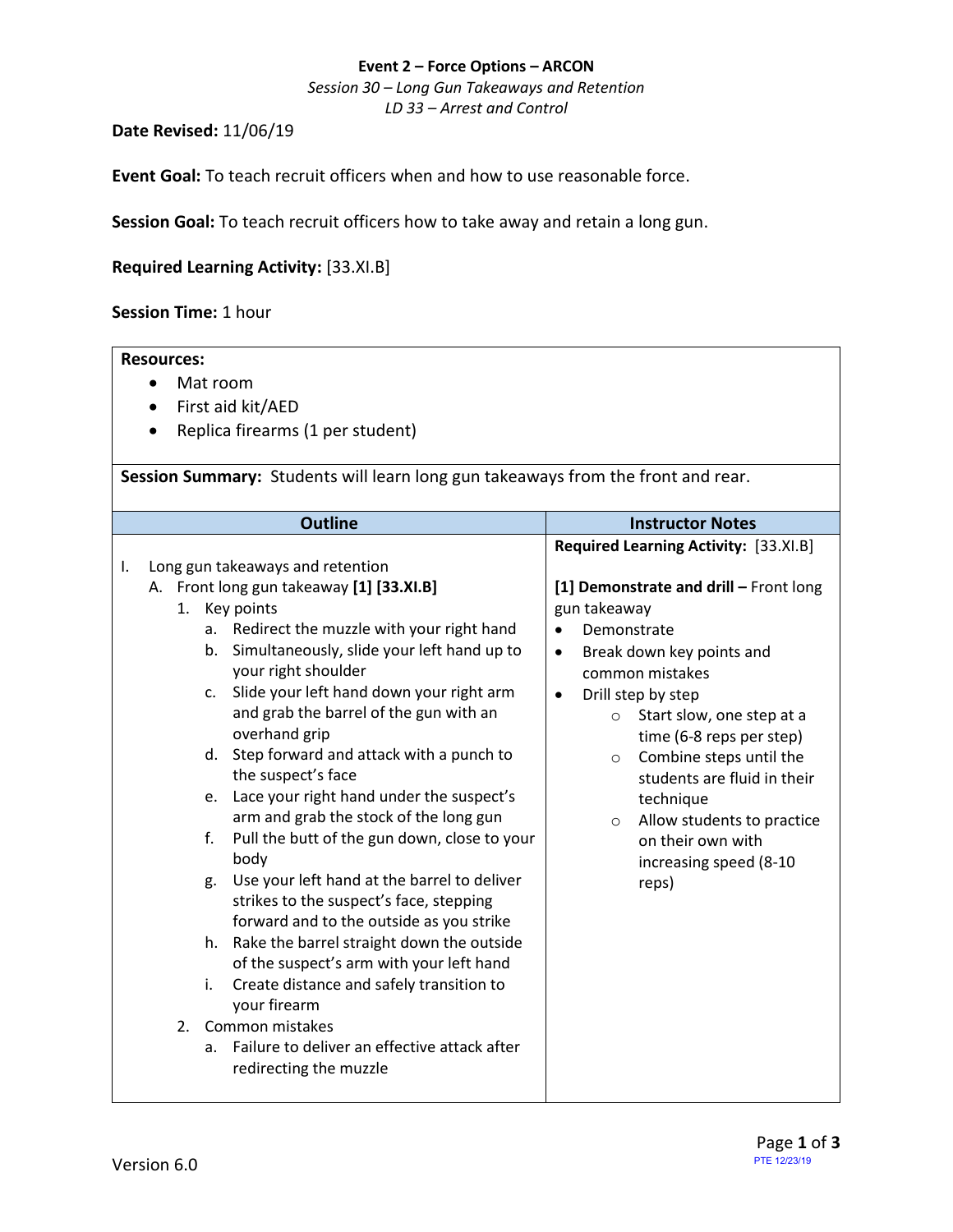**Event 2 – Force Options – ARCON**

*Session 30 – Long Gun Takeaways and Retention*

*LD 33 – Arrest and Control*

**Date Revised:** 11/06/19

**Event Goal:** To teach recruit officers when and how to use reasonable force.

**Session Goal:** To teach recruit officers how to take away and retain a long gun.

**Required Learning Activity:** [33.XI.B]

**Session Time:** 1 hour

**Resources:**

- Mat room
- First aid kit/AED
- Replica firearms (1 per student)

**Session Summary:** Students will learn long gun takeaways from the front and rear.

| Outline | Instructor Notes |
|---|---|
| I. Long gun takeaways and retention<br>A. Front long gun takeaway **[1] [33.XI.B]**<br>1. Key points<br>a. Redirect the muzzle with your right hand<br>b. Simultaneously, slide your left hand up to your right shoulder<br>c. Slide your left hand down your right arm and grab the barrel of the gun with an overhand grip<br>d. Step forward and attack with a punch to the suspect's face<br>e. Lace your right hand under the suspect's arm and grab the stock of the long gun<br>f. Pull the butt of the gun down, close to your body<br>g. Use your left hand at the barrel to deliver strikes to the suspect's face, stepping forward and to the outside as you strike<br>h. Rake the barrel straight down the outside of the suspect's arm with your left hand<br>i. Create distance and safely transition to your firearm<br>2. Common mistakes<br>a. Failure to deliver an effective attack after redirecting the muzzle | **Required Learning Activity:** [33.XI.B]<br><br>**[1] Demonstrate and drill –** Front long gun takeaway<br>• Demonstrate<br>• Break down key points and common mistakes<br>• Drill step by step<br>○ Start slow, one step at a time (6-8 reps per step)<br>○ Combine steps until the students are fluid in their technique<br>○ Allow students to practice on their own with increasing speed (8-10 reps) |

Version 6.0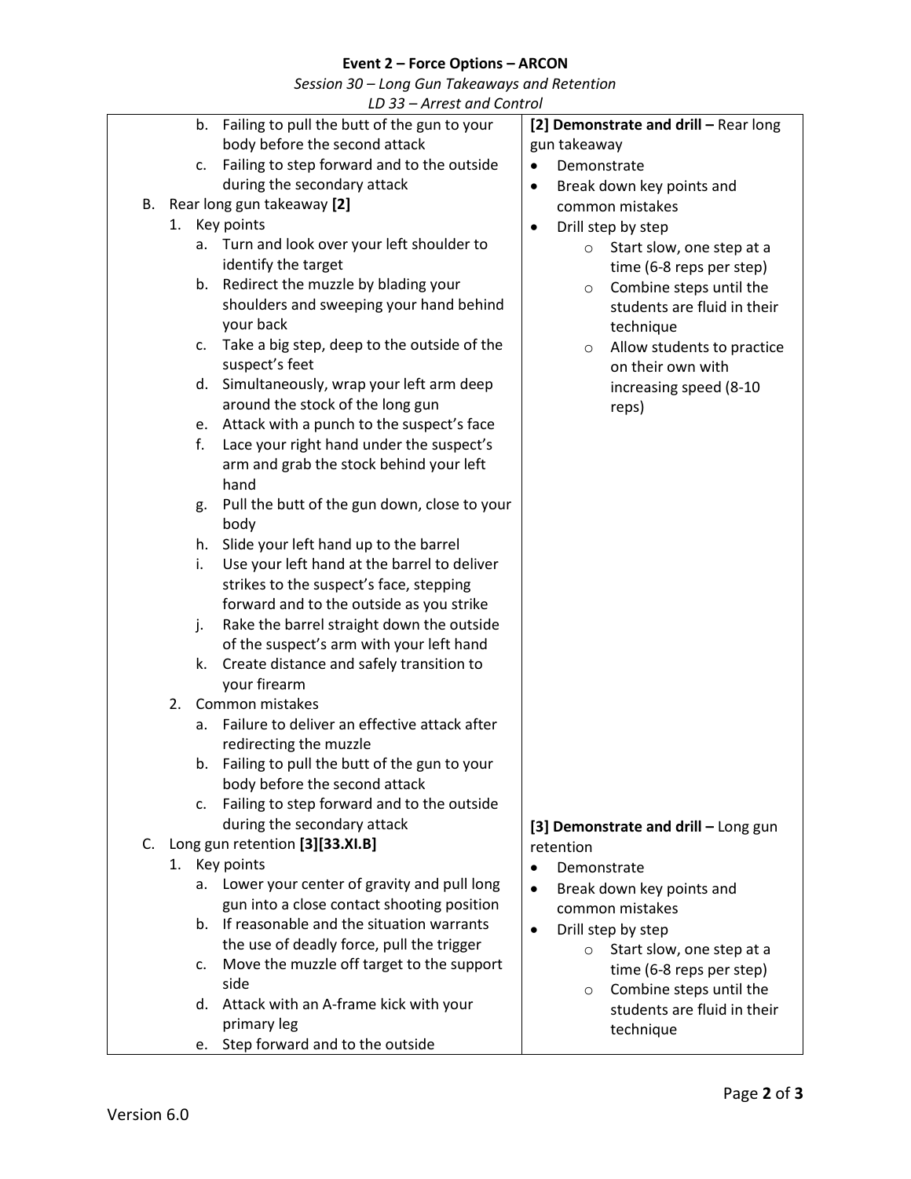| | |
|---|---|
| b. Failing to pull the butt of the gun to your body before the second attack<br>c. Failing to step forward and to the outside during the secondary attack<br>B. Rear long gun takeaway **[2]**<br>1. Key points<br>a. Turn and look over your left shoulder to identify the target<br>b. Redirect the muzzle by blading your shoulders and sweeping your hand behind your back<br>c. Take a big step, deep to the outside of the suspect's feet<br>d. Simultaneously, wrap your left arm deep around the stock of the long gun<br>e. Attack with a punch to the suspect's face<br>f. Lace your right hand under the suspect's arm and grab the stock behind your left hand<br>g. Pull the butt of the gun down, close to your body<br>h. Slide your left hand up to the barrel<br>i. Use your left hand at the barrel to deliver strikes to the suspect's face, stepping forward and to the outside as you strike<br>j. Rake the barrel straight down the outside of the suspect's arm with your left hand<br>k. Create distance and safely transition to your firearm<br>2. Common mistakes<br>a. Failure to deliver an effective attack after redirecting the muzzle<br>b. Failing to pull the butt of the gun to your body before the second attack<br>c. Failing to step forward and to the outside during the secondary attack | **[2] Demonstrate and drill –** Rear long gun takeaway<br>• Demonstrate<br>• Break down key points and common mistakes<br>• Drill step by step<br>  ○ Start slow, one step at a time (6-8 reps per step)<br>  ○ Combine steps until the students are fluid in their technique<br>  ○ Allow students to practice on their own with increasing speed (8-10 reps) |
| C. Long gun retention **[3][33.XI.B]**<br>1. Key points<br>a. Lower your center of gravity and pull long gun into a close contact shooting position<br>b. If reasonable and the situation warrants the use of deadly force, pull the trigger<br>c. Move the muzzle off target to the support side<br>d. Attack with an A-frame kick with your primary leg<br>e. Step forward and to the outside | **[3] Demonstrate and drill –** Long gun retention<br>• Demonstrate<br>• Break down key points and common mistakes<br>• Drill step by step<br>  ○ Start slow, one step at a time (6-8 reps per step)<br>  ○ Combine steps until the students are fluid in their technique |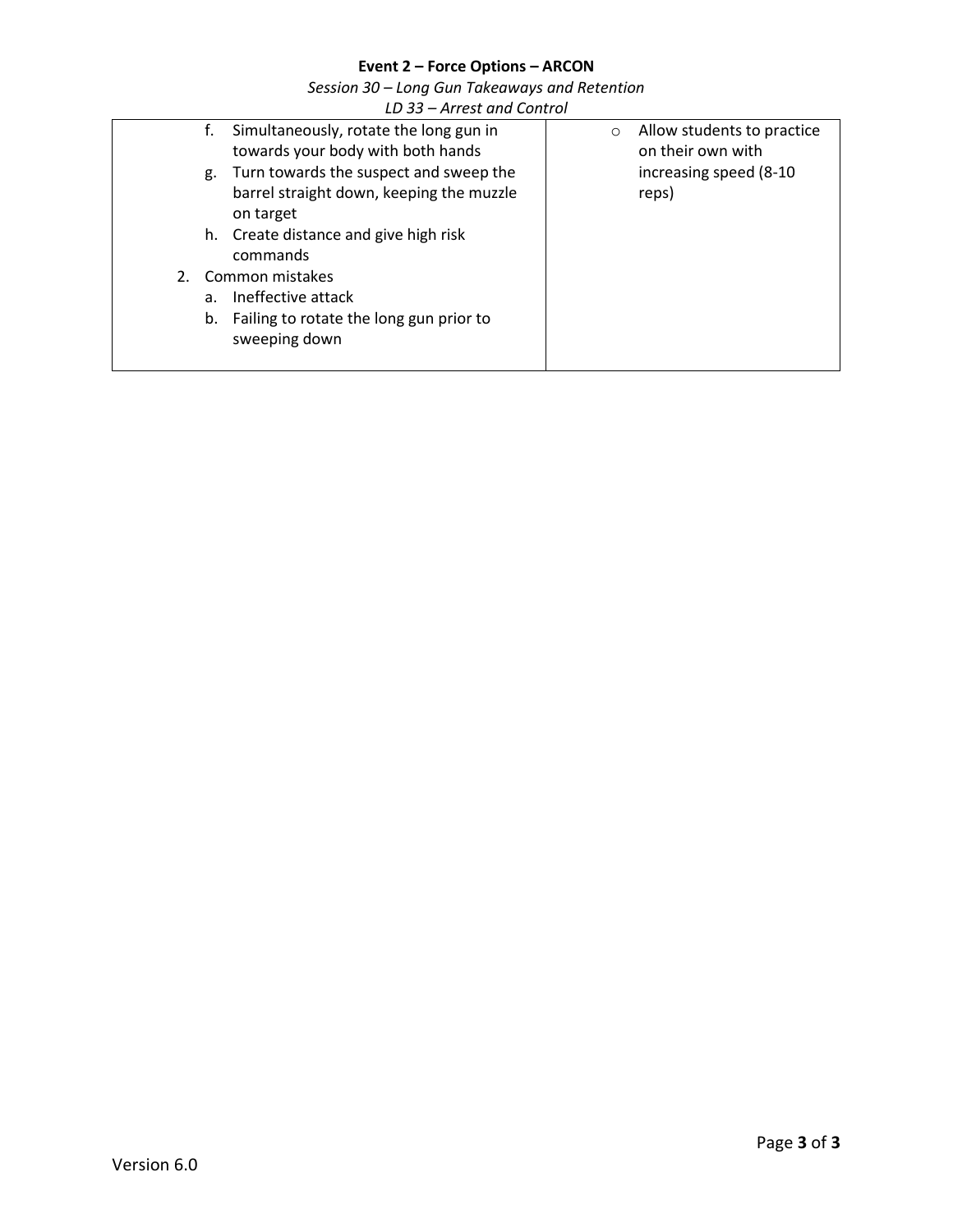| | |
|---|---|
| f. Simultaneously, rotate the long gun in towards your body with both hands<br>g. Turn towards the suspect and sweep the barrel straight down, keeping the muzzle on target<br>h. Create distance and give high risk commands<br>2. Common mistakes<br>a. Ineffective attack<br>b. Failing to rotate the long gun prior to sweeping down | ○ Allow students to practice on their own with increasing speed (8-10 reps) |

Version 6.0